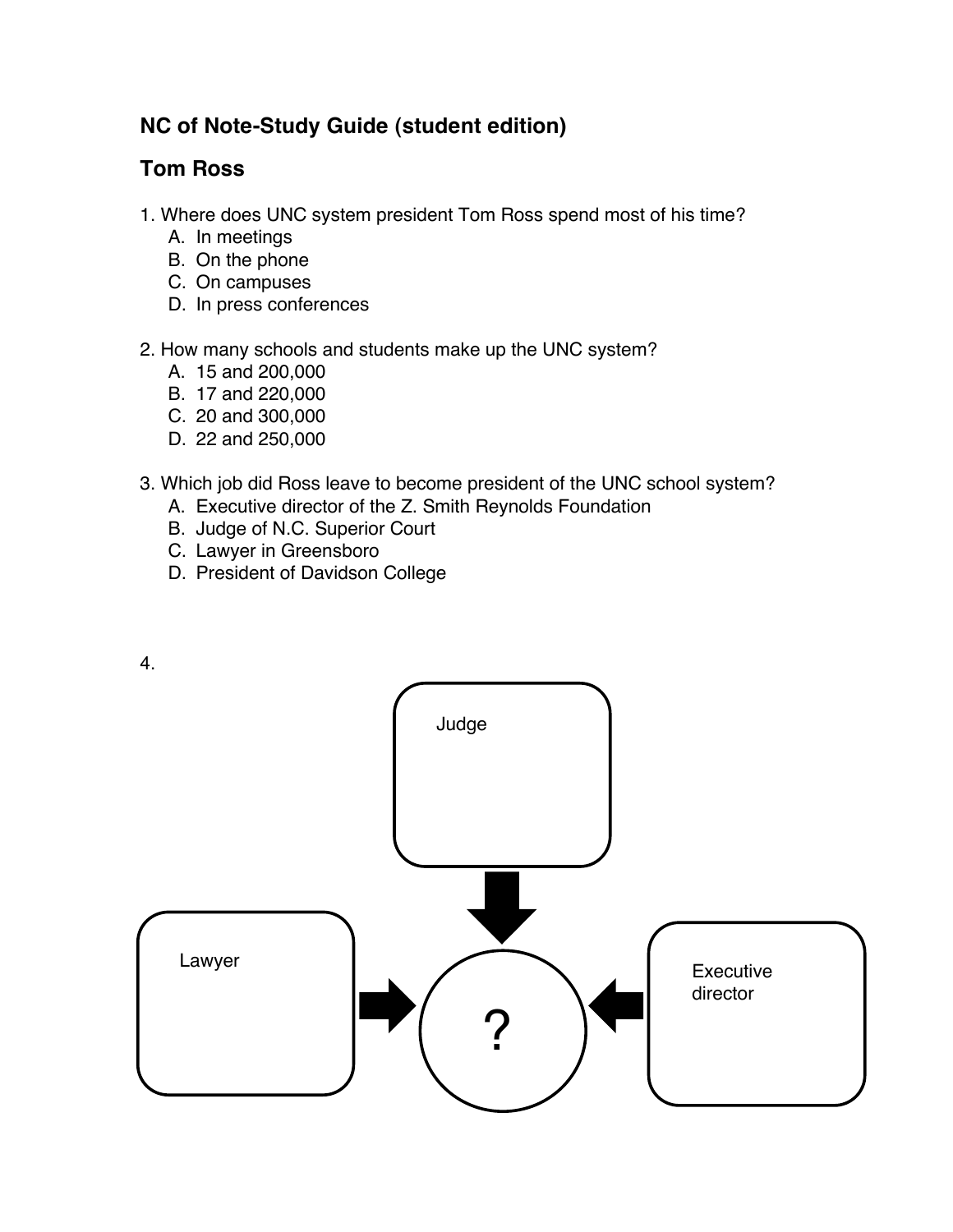## NC of Note-Study Guide (student edition)

## Tom Ross

1. Where does UNC system president Tom Ross spend most of his time?
   A. In meetings
   B. On the phone
   C. On campuses
   D. In press conferences

2. How many schools and students make up the UNC system?
   A. 15 and 200,000
   B. 17 and 220,000
   C. 20 and 300,000
   D. 22 and 250,000

3. Which job did Ross leave to become president of the UNC school system?
   A. Executive director of the Z. Smith Reynolds Foundation
   B. Judge of N.C. Superior Court
   C. Lawyer in Greensboro
   D. President of Davidson College

4.

Judge

Lawyer

?

Executive director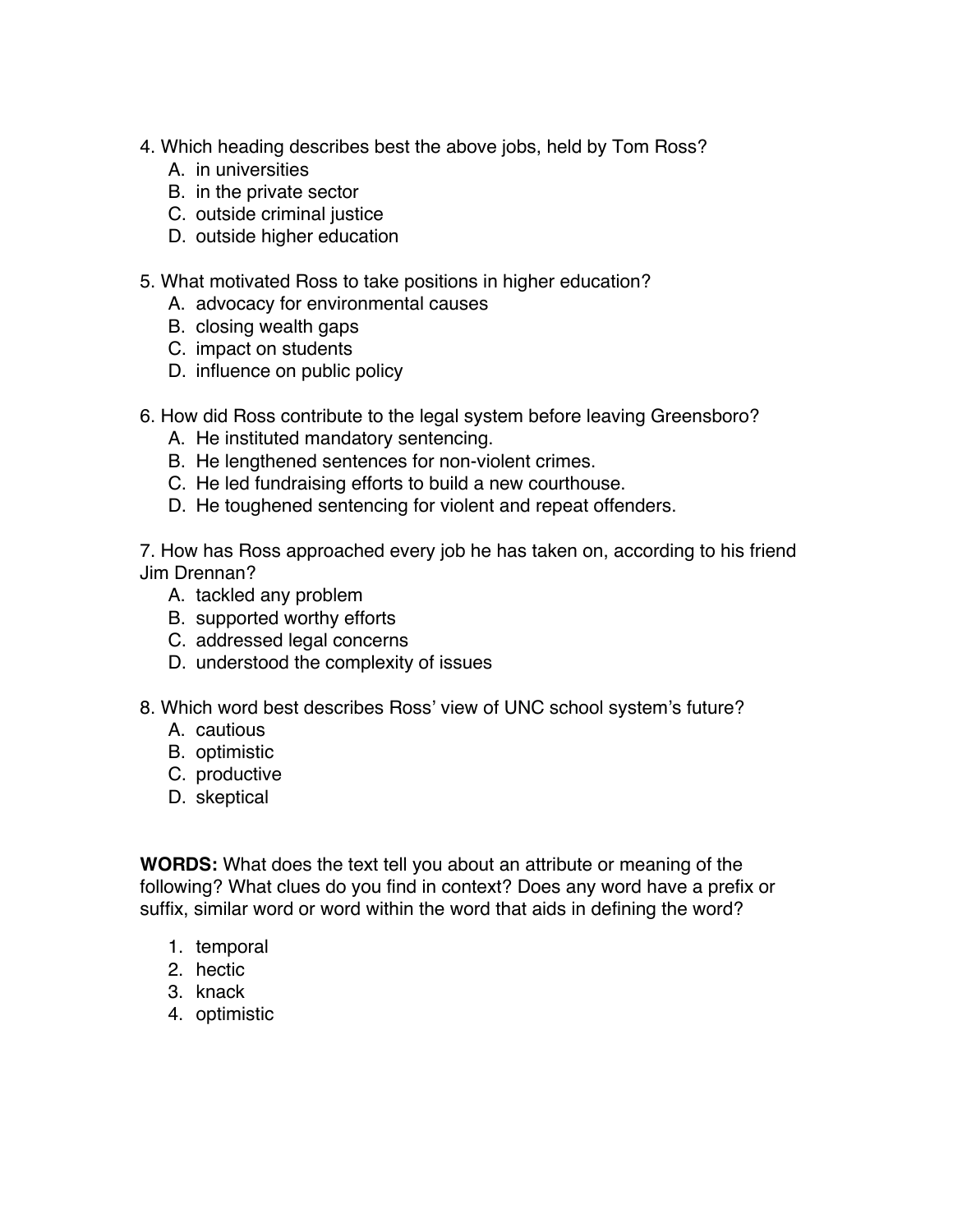4. Which heading describes best the above jobs, held by Tom Ross?
   A. in universities
   B. in the private sector
   C. outside criminal justice
   D. outside higher education

5. What motivated Ross to take positions in higher education?
   A. advocacy for environmental causes
   B. closing wealth gaps
   C. impact on students
   D. influence on public policy

6. How did Ross contribute to the legal system before leaving Greensboro?
   A. He instituted mandatory sentencing.
   B. He lengthened sentences for non-violent crimes.
   C. He led fundraising efforts to build a new courthouse.
   D. He toughened sentencing for violent and repeat offenders.

7. How has Ross approached every job he has taken on, according to his friend Jim Drennan?
   A. tackled any problem
   B. supported worthy efforts
   C. addressed legal concerns
   D. understood the complexity of issues

8. Which word best describes Ross' view of UNC school system's future?
   A. cautious
   B. optimistic
   C. productive
   D. skeptical

**WORDS:** What does the text tell you about an attribute or meaning of the following? What clues do you find in context? Does any word have a prefix or suffix, similar word or word within the word that aids in defining the word?

1. temporal
2. hectic
3. knack
4. optimistic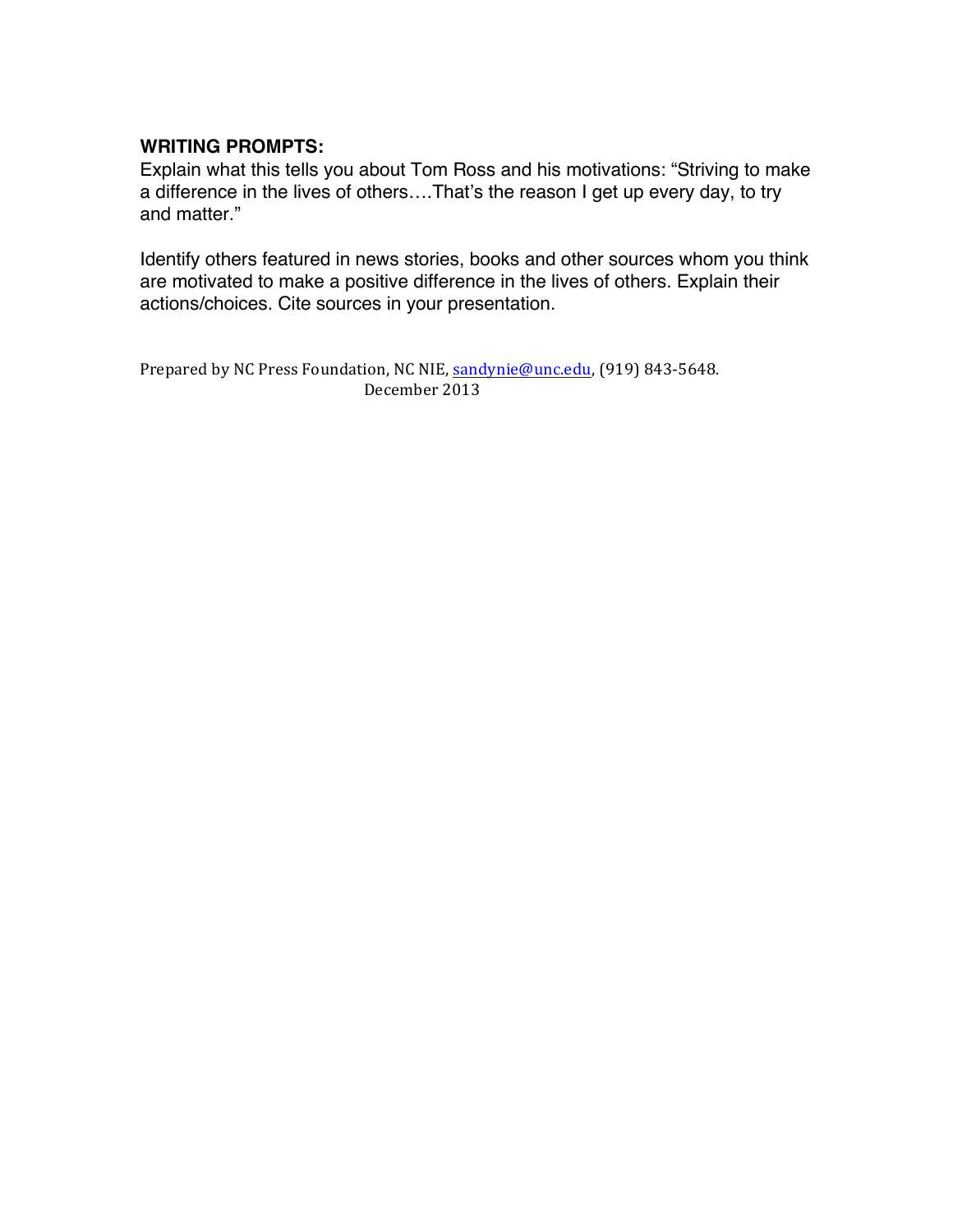**WRITING PROMPTS:**

Explain what this tells you about Tom Ross and his motivations: "Striving to make a difference in the lives of others….That's the reason I get up every day, to try and matter."

Identify others featured in news stories, books and other sources whom you think are motivated to make a positive difference in the lives of others. Explain their actions/choices. Cite sources in your presentation.

Prepared by NC Press Foundation, NC NIE, [sandynie@unc.edu](mailto:sandynie@unc.edu), (919) 843-5648.
December 2013